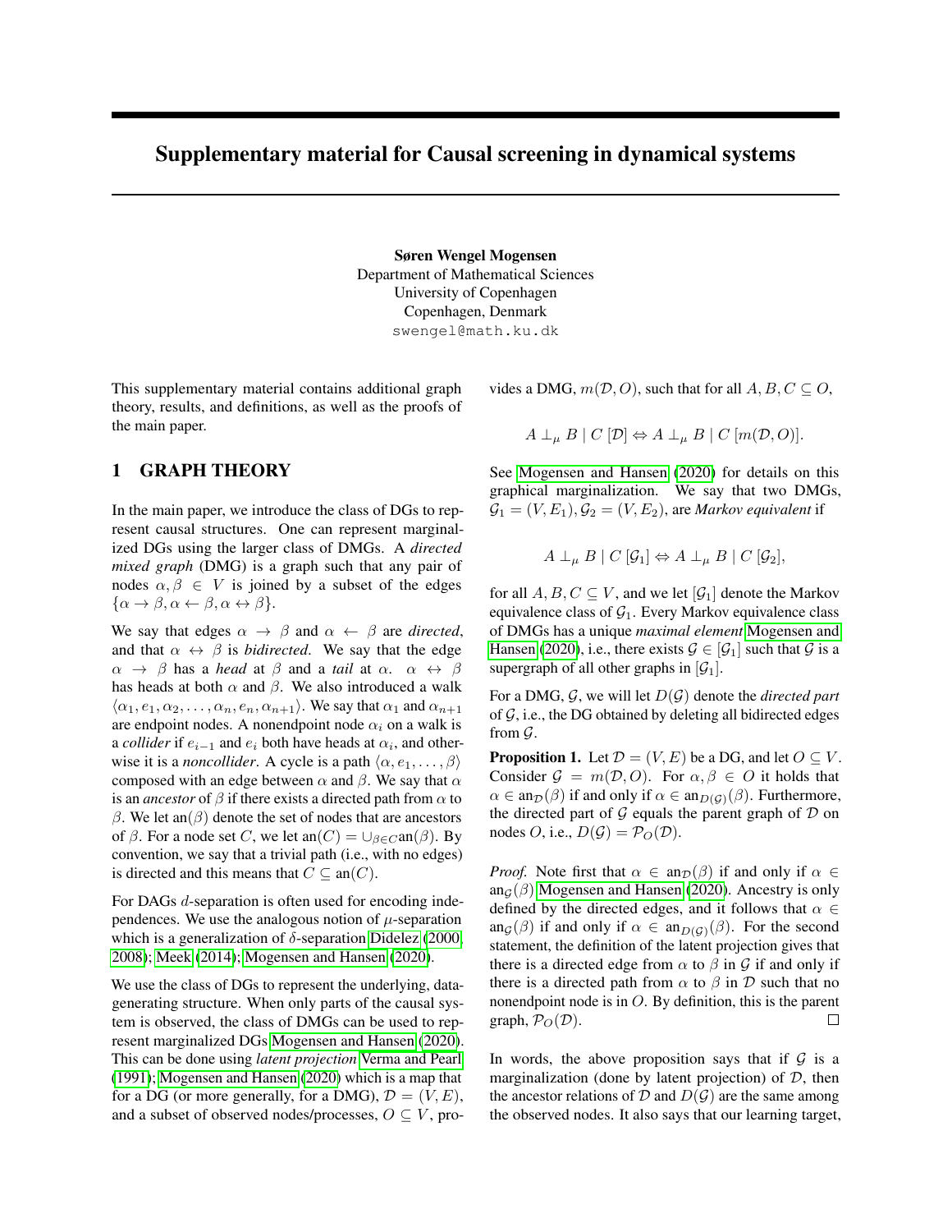# Supplementary material for Causal screening in dynamical systems

**Søren Wengel Mogensen**
Department of Mathematical Sciences
University of Copenhagen
Copenhagen, Denmark
swengel@math.ku.dk

This supplementary material contains additional graph theory, results, and definitions, as well as the proofs of the main paper.

## 1 GRAPH THEORY

In the main paper, we introduce the class of DGs to represent causal structures. One can represent marginalized DGs using the larger class of DMGs. A *directed mixed graph* (DMG) is a graph such that any pair of nodes $\alpha, \beta \in V$ is joined by a subset of the edges $\{\alpha \to \beta, \alpha \leftarrow \beta, \alpha \leftrightarrow \beta\}$.

We say that edges $\alpha \to \beta$ and $\alpha \leftarrow \beta$ are *directed*, and that $\alpha \leftrightarrow \beta$ is *bidirected*. We say that the edge $\alpha \to \beta$ has a *head* at $\beta$ and a *tail* at $\alpha$. $\alpha \leftrightarrow \beta$ has heads at both $\alpha$ and $\beta$. We also introduced a walk $\langle \alpha_1, e_1, \alpha_2, \ldots, \alpha_n, e_n, \alpha_{n+1} \rangle$. We say that $\alpha_1$ and $\alpha_{n+1}$ are endpoint nodes. A nonendpoint node $\alpha_i$ on a walk is a *collider* if $e_{i-1}$ and $e_i$ both have heads at $\alpha_i$, and otherwise it is a *noncollider*. A cycle is a path $\langle \alpha, e_1, \ldots, \beta \rangle$ composed with an edge between $\alpha$ and $\beta$. We say that $\alpha$ is an *ancestor* of $\beta$ if there exists a directed path from $\alpha$ to $\beta$. We let $\text{an}(\beta)$ denote the set of nodes that are ancestors of $\beta$. For a node set $C$, we let $\text{an}(C) = \cup_{\beta \in C} \text{an}(\beta)$. By convention, we say that a trivial path (i.e., with no edges) is directed and this means that $C \subseteq \text{an}(C)$.

For DAGs $d$-separation is often used for encoding independences. We use the analogous notion of $\mu$-separation which is a generalization of $\delta$-separation Didelez (2000, 2008); Meek (2014); Mogensen and Hansen (2020).

We use the class of DGs to represent the underlying, data-generating structure. When only parts of the causal system is observed, the class of DMGs can be used to represent marginalized DGs Mogensen and Hansen (2020). This can be done using *latent projection* Verma and Pearl (1991); Mogensen and Hansen (2020) which is a map that for a DG (or more generally, for a DMG), $\mathcal{D} = (V, E)$, and a subset of observed nodes/processes, $O \subseteq V$, provides a DMG, $m(\mathcal{D}, O)$, such that for all $A, B, C \subseteq O$,

$$A \perp_\mu B \mid C \; [\mathcal{D}] \Leftrightarrow A \perp_\mu B \mid C \; [m(\mathcal{D}, O)].$$

See Mogensen and Hansen (2020) for details on this graphical marginalization. We say that two DMGs, $\mathcal{G}_1 = (V, E_1), \mathcal{G}_2 = (V, E_2)$, are *Markov equivalent* if

$$A \perp_\mu B \mid C \; [\mathcal{G}_1] \Leftrightarrow A \perp_\mu B \mid C \; [\mathcal{G}_2],$$

for all $A, B, C \subseteq V$, and we let $[\mathcal{G}_1]$ denote the Markov equivalence class of $\mathcal{G}_1$. Every Markov equivalence class of DMGs has a unique *maximal element* Mogensen and Hansen (2020), i.e., there exists $\mathcal{G} \in [\mathcal{G}_1]$ such that $\mathcal{G}$ is a supergraph of all other graphs in $[\mathcal{G}_1]$.

For a DMG, $\mathcal{G}$, we will let $D(\mathcal{G})$ denote the *directed part* of $\mathcal{G}$, i.e., the DG obtained by deleting all bidirected edges from $\mathcal{G}$.

**Proposition 1.** *Let $\mathcal{D} = (V, E)$ be a DG, and let $O \subseteq V$. Consider $\mathcal{G} = m(\mathcal{D}, O)$. For $\alpha, \beta \in O$ it holds that $\alpha \in \text{an}_\mathcal{D}(\beta)$ if and only if $\alpha \in \text{an}_{D(\mathcal{G})}(\beta)$. Furthermore, the directed part of $\mathcal{G}$ equals the parent graph of $\mathcal{D}$ on nodes $O$, i.e., $D(\mathcal{G}) = \mathcal{P}_O(\mathcal{D})$.*

*Proof.* Note first that $\alpha \in \text{an}_\mathcal{D}(\beta)$ if and only if $\alpha \in \text{an}_\mathcal{G}(\beta)$ Mogensen and Hansen (2020). Ancestry is only defined by the directed edges, and it follows that $\alpha \in \text{an}_\mathcal{G}(\beta)$ if and only if $\alpha \in \text{an}_{D(\mathcal{G})}(\beta)$. For the second statement, the definition of the latent projection gives that there is a directed edge from $\alpha$ to $\beta$ in $\mathcal{G}$ if and only if there is a directed path from $\alpha$ to $\beta$ in $\mathcal{D}$ such that no nonendpoint node is in $O$. By definition, this is the parent graph, $\mathcal{P}_O(\mathcal{D})$. □

In words, the above proposition says that if $\mathcal{G}$ is a marginalization (done by latent projection) of $\mathcal{D}$, then the ancestor relations of $\mathcal{D}$ and $D(\mathcal{G})$ are the same among the observed nodes. It also says that our learning target,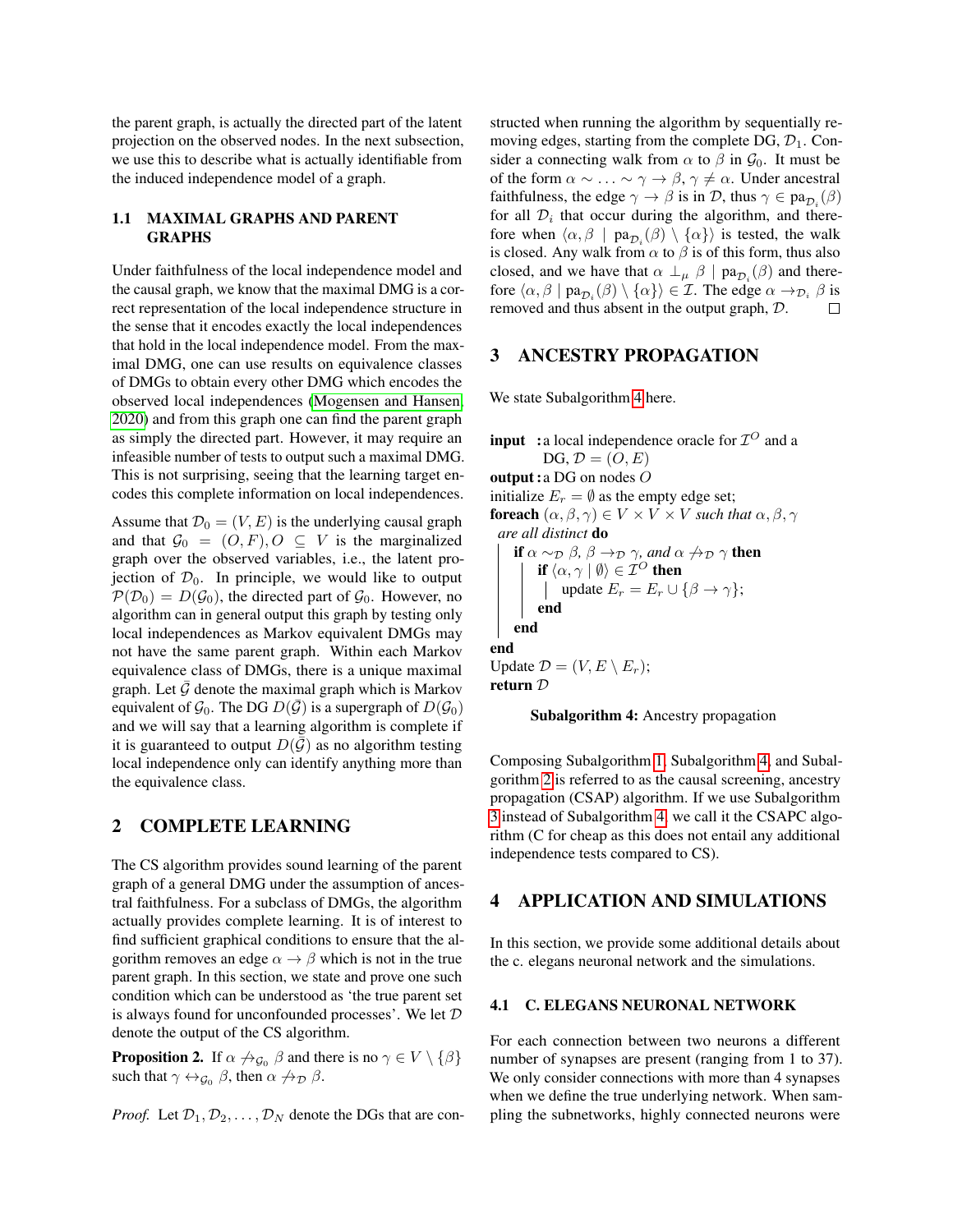the parent graph, is actually the directed part of the latent projection on the observed nodes. In the next subsection, we use this to describe what is actually identifiable from the induced independence model of a graph.

### 1.1 MAXIMAL GRAPHS AND PARENT GRAPHS

Under faithfulness of the local independence model and the causal graph, we know that the maximal DMG is a correct representation of the local independence structure in the sense that it encodes exactly the local independences that hold in the local independence model. From the maximal DMG, one can use results on equivalence classes of DMGs to obtain every other DMG which encodes the observed local independences (Mogensen and Hansen, 2020) and from this graph one can find the parent graph as simply the directed part. However, it may require an infeasible number of tests to output such a maximal DMG. This is not surprising, seeing that the learning target encodes this complete information on local independences.

Assume that $\mathcal{D}_0 = (V, E)$ is the underlying causal graph and that $\mathcal{G}_0 = (O, F), O \subseteq V$ is the marginalized graph over the observed variables, i.e., the latent projection of $\mathcal{D}_0$. In principle, we would like to output $\mathcal{P}(\mathcal{D}_0) = D(\mathcal{G}_0)$, the directed part of $\mathcal{G}_0$. However, no algorithm can in general output this graph by testing only local independences as Markov equivalent DMGs may not have the same parent graph. Within each Markov equivalence class of DMGs, there is a unique maximal graph. Let $\bar{\mathcal{G}}$ denote the maximal graph which is Markov equivalent of $\mathcal{G}_0$. The DG $D(\bar{\mathcal{G}})$ is a supergraph of $D(\mathcal{G}_0)$ and we will say that a learning algorithm is complete if it is guaranteed to output $D(\bar{\mathcal{G}})$ as no algorithm testing local independence only can identify anything more than the equivalence class.

## 2 COMPLETE LEARNING

The CS algorithm provides sound learning of the parent graph of a general DMG under the assumption of ancestral faithfulness. For a subclass of DMGs, the algorithm actually provides complete learning. It is of interest to find sufficient graphical conditions to ensure that the algorithm removes an edge $\alpha \to \beta$ which is not in the true parent graph. In this section, we state and prove one such condition which can be understood as 'the true parent set is always found for unconfounded processes'. We let $\mathcal{D}$ denote the output of the CS algorithm.

**Proposition 2.** If $\alpha \not\to_{\mathcal{G}_0} \beta$ and there is no $\gamma \in V \setminus \{\beta\}$ such that $\gamma \leftrightarrow_{\mathcal{G}_0} \beta$, then $\alpha \not\to_{\mathcal{D}} \beta$.

*Proof.* Let $\mathcal{D}_1, \mathcal{D}_2, \ldots, \mathcal{D}_N$ denote the DGs that are constructed when running the algorithm by sequentially removing edges, starting from the complete DG, $\mathcal{D}_1$. Consider a connecting walk from $\alpha$ to $\beta$ in $\mathcal{G}_0$. It must be of the form $\alpha \sim \ldots \sim \gamma \to \beta, \gamma \neq \alpha$. Under ancestral faithfulness, the edge $\gamma \to \beta$ is in $\mathcal{D}$, thus $\gamma \in \text{pa}_{\mathcal{D}_i}(\beta)$ for all $\mathcal{D}_i$ that occur during the algorithm, and therefore when $\langle \alpha, \beta \mid \text{pa}_{\mathcal{D}_i}(\beta) \setminus \{\alpha\} \rangle$ is tested, the walk is closed. Any walk from $\alpha$ to $\beta$ is of this form, thus also closed, and we have that $\alpha \perp_\mu \beta \mid \text{pa}_{\mathcal{D}_i}(\beta)$ and therefore $\langle \alpha, \beta \mid \text{pa}_{\mathcal{D}_i}(\beta) \setminus \{\alpha\} \rangle \in \mathcal{I}$. The edge $\alpha \to_{\mathcal{D}_i} \beta$ is removed and thus absent in the output graph, $\mathcal{D}$. □

## 3 ANCESTRY PROPAGATION

We state Subalgorithm 4 here.

```
input  : a local independence oracle for I^O and a
         DG, D = (O, E)
output : a DG on nodes O
initialize E_r = ∅ as the empty edge set;
foreach (α, β, γ) ∈ V × V × V such that α, β, γ
  are all distinct do
    if α ~_D β, β →_D γ, and α ↛_D γ then
        if ⟨α, γ | ∅⟩ ∈ I^O then
            update E_r = E_r ∪ {β → γ};
        end
    end
end
Update D = (V, E \ E_r);
return D
```

**Subalgorithm 4:** Ancestry propagation

Composing Subalgorithm 1, Subalgorithm 4, and Subalgorithm 2 is referred to as the causal screening, ancestry propagation (CSAP) algorithm. If we use Subalgorithm 3 instead of Subalgorithm 4, we call it the CSAPC algorithm (C for cheap as this does not entail any additional independence tests compared to CS).

## 4 APPLICATION AND SIMULATIONS

In this section, we provide some additional details about the c. elegans neuronal network and the simulations.

### 4.1 C. ELEGANS NEURONAL NETWORK

For each connection between two neurons a different number of synapses are present (ranging from 1 to 37). We only consider connections with more than 4 synapses when we define the true underlying network. When sampling the subnetworks, highly connected neurons were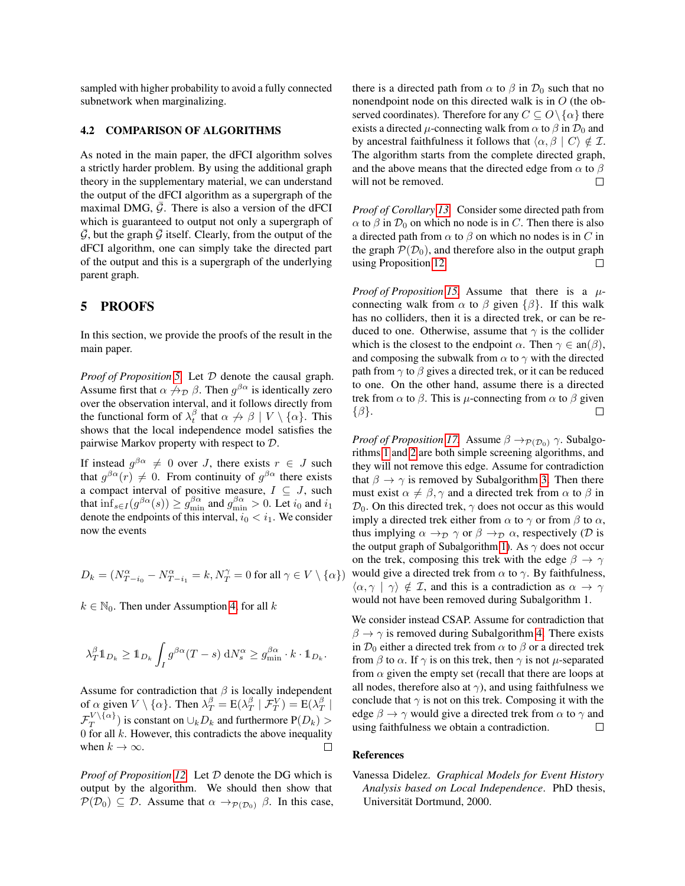sampled with higher probability to avoid a fully connected subnetwork when marginalizing.

### 4.2 COMPARISON OF ALGORITHMS

As noted in the main paper, the dFCI algorithm solves a strictly harder problem. By using the additional graph theory in the supplementary material, we can understand the output of the dFCI algorithm as a supergraph of the maximal DMG, $\bar{\mathcal{G}}$. There is also a version of the dFCI which is guaranteed to output not only a supergraph of $\bar{\mathcal{G}}$, but the graph $\bar{\mathcal{G}}$ itself. Clearly, from the output of the dFCI algorithm, one can simply take the directed part of the output and this is a supergraph of the underlying parent graph.

## 5 PROOFS

In this section, we provide the proofs of the result in the main paper.

*Proof of Proposition 5.* Let $\mathcal{D}$ denote the causal graph. Assume first that $\alpha \not\to_{\mathcal{D}} \beta$. Then $g^{\beta\alpha}$ is identically zero over the observation interval, and it follows directly from the functional form of $\lambda_t^\beta$ that $\alpha \not\to \beta \mid V \setminus \{\alpha\}$. This shows that the local independence model satisfies the pairwise Markov property with respect to $\mathcal{D}$.

If instead $g^{\beta\alpha} \neq 0$ over $J$, there exists $r \in J$ such that $g^{\beta\alpha}(r) \neq 0$. From continuity of $g^{\beta\alpha}$ there exists a compact interval of positive measure, $I \subseteq J$, such that $\inf_{s \in I}(g^{\beta\alpha}(s)) \geq g_{\min}^{\beta\alpha}$ and $g_{\min}^{\beta\alpha} > 0$. Let $i_0$ and $i_1$ denote the endpoints of this interval, $i_0 < i_1$. We consider now the events

$$D_k = (N_{T-i_0}^\alpha - N_{T-i_1}^\alpha = k, N_T^\gamma = 0 \text{ for all } \gamma \in V \setminus \{\alpha\})$$

$k \in \mathbb{N}_0$. Then under Assumption 4, for all $k$

$$\lambda_T^\beta \mathbb{1}_{D_k} \geq \mathbb{1}_{D_k} \int_I g^{\beta\alpha}(T-s) \, \mathrm{d}N_s^\alpha \geq g_{\min}^{\beta\alpha} \cdot k \cdot \mathbb{1}_{D_k}.$$

Assume for contradiction that $\beta$ is locally independent of $\alpha$ given $V \setminus \{\alpha\}$. Then $\lambda_T^\beta = \mathrm{E}(\lambda_T^\beta \mid \mathcal{F}_T^V) = \mathrm{E}(\lambda_T^\beta \mid \mathcal{F}_T^{V \setminus \{\alpha\}})$ is constant on $\cup_k D_k$ and furthermore $\mathrm{P}(D_k) > 0$ for all $k$. However, this contradicts the above inequality when $k \to \infty$. □

*Proof of Proposition 12.* Let $\mathcal{D}$ denote the DG which is output by the algorithm. We should then show that $\mathcal{P}(\mathcal{D}_0) \subseteq \mathcal{D}$. Assume that $\alpha \to_{\mathcal{P}(\mathcal{D}_0)} \beta$. In this case, there is a directed path from $\alpha$ to $\beta$ in $\mathcal{D}_0$ such that no nonendpoint node on this directed walk is in $O$ (the observed coordinates). Therefore for any $C \subseteq O \setminus \{\alpha\}$ there exists a directed $\mu$-connecting walk from $\alpha$ to $\beta$ in $\mathcal{D}_0$ and by ancestral faithfulness it follows that $\langle \alpha, \beta \mid C \rangle \notin \mathcal{I}$. The algorithm starts from the complete directed graph, and the above means that the directed edge from $\alpha$ to $\beta$ will not be removed. □

*Proof of Corollary 13.* Consider some directed path from $\alpha$ to $\beta$ in $\mathcal{D}_0$ on which no node is in $C$. Then there is also a directed path from $\alpha$ to $\beta$ on which no nodes is in $C$ in the graph $\mathcal{P}(\mathcal{D}_0)$, and therefore also in the output graph using Proposition 12. □

*Proof of Proposition 15.* Assume that there is a $\mu$-connecting walk from $\alpha$ to $\beta$ given $\{\beta\}$. If this walk has no colliders, then it is a directed trek, or can be reduced to one. Otherwise, assume that $\gamma$ is the collider which is the closest to the endpoint $\alpha$. Then $\gamma \in \mathrm{an}(\beta)$, and composing the subwalk from $\alpha$ to $\gamma$ with the directed path from $\gamma$ to $\beta$ gives a directed trek, or it can be reduced to one. On the other hand, assume there is a directed trek from $\alpha$ to $\beta$. This is $\mu$-connecting from $\alpha$ to $\beta$ given $\{\beta\}$. □

*Proof of Proposition 17.* Assume $\beta \to_{\mathcal{P}(\mathcal{D}_0)} \gamma$. Subalgorithms 1 and 2 are both simple screening algorithms, and they will not remove this edge. Assume for contradiction that $\beta \to \gamma$ is removed by Subalgorithm 3. Then there must exist $\alpha \neq \beta, \gamma$ and a directed trek from $\alpha$ to $\beta$ in $\mathcal{D}_0$. On this directed trek, $\gamma$ does not occur as this would imply a directed trek either from $\alpha$ to $\gamma$ or from $\beta$ to $\alpha$, thus implying $\alpha \to_{\mathcal{D}} \gamma$ or $\beta \to_{\mathcal{D}} \alpha$, respectively ($\mathcal{D}$ is the output graph of Subalgorithm 1). As $\gamma$ does not occur on the trek, composing this trek with the edge $\beta \to \gamma$ would give a directed trek from $\alpha$ to $\gamma$. By faithfulness, $\langle \alpha, \gamma \mid \gamma \rangle \notin \mathcal{I}$, and this is a contradiction as $\alpha \to \gamma$ would not have been removed during Subalgorithm 1.

We consider instead CSAP. Assume for contradiction that $\beta \to \gamma$ is removed during Subalgorithm 4. There exists in $\mathcal{D}_0$ either a directed trek from $\alpha$ to $\beta$ or a directed trek from $\beta$ to $\alpha$. If $\gamma$ is on this trek, then $\gamma$ is not $\mu$-separated from $\alpha$ given the empty set (recall that there are loops at all nodes, therefore also at $\gamma$), and using faithfulness we conclude that $\gamma$ is not on this trek. Composing it with the edge $\beta \to \gamma$ would give a directed trek from $\alpha$ to $\gamma$ and using faithfulness we obtain a contradiction. □

### References

Vanessa Didelez. *Graphical Models for Event History Analysis based on Local Independence*. PhD thesis, Universität Dortmund, 2000.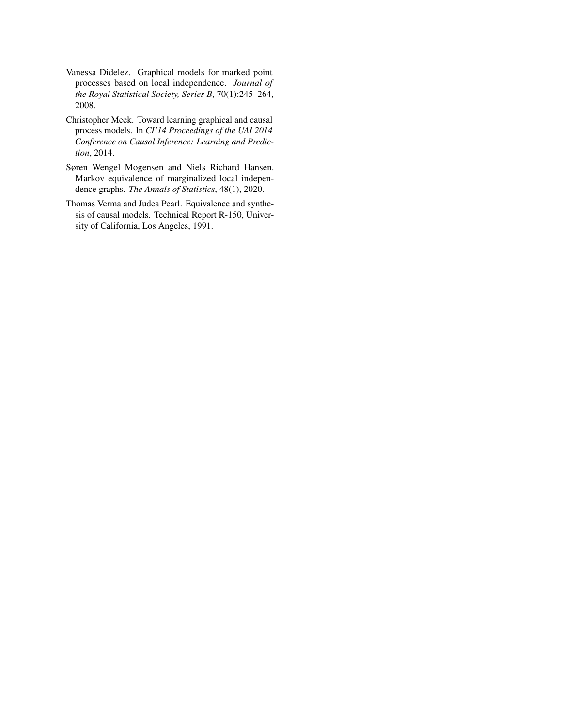Vanessa Didelez. Graphical models for marked point processes based on local independence. *Journal of the Royal Statistical Society, Series B*, 70(1):245–264, 2008.

Christopher Meek. Toward learning graphical and causal process models. In *CI'14 Proceedings of the UAI 2014 Conference on Causal Inference: Learning and Prediction*, 2014.

Søren Wengel Mogensen and Niels Richard Hansen. Markov equivalence of marginalized local independence graphs. *The Annals of Statistics*, 48(1), 2020.

Thomas Verma and Judea Pearl. Equivalence and synthesis of causal models. Technical Report R-150, University of California, Los Angeles, 1991.